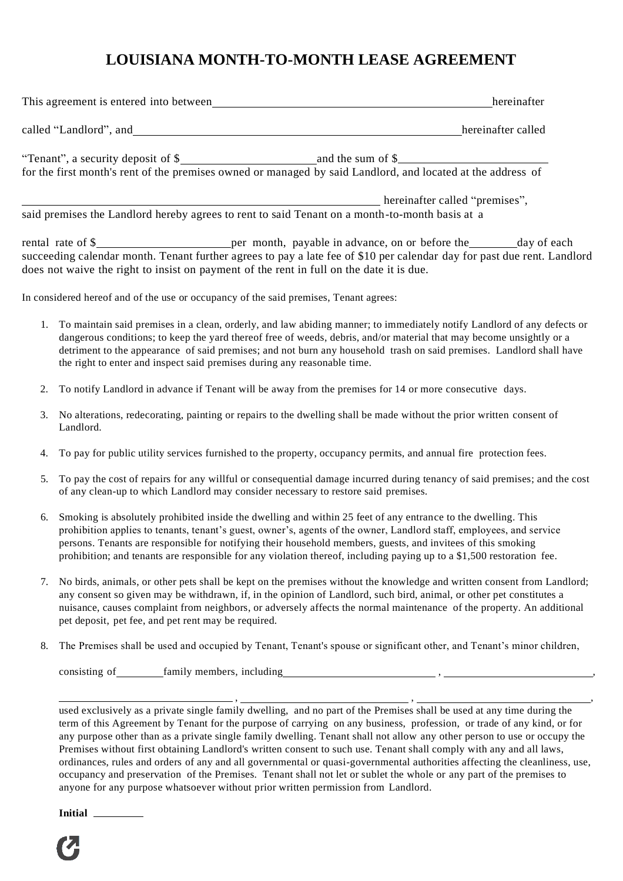# LOUISIANA MONTH-TO-MONTH LEASE AGREEMENT

This agreement is entered into between ______________________________________________ hereinafter called "Landlord", and ______________________________________________ hereinafter called "Tenant", a security deposit of $______________________ and the sum of $______________________ for the first month's rent of the premises owned or managed by said Landlord, and located at the address of

______________________________________________ hereinafter called "premises", said premises the Landlord hereby agrees to rent to said Tenant on a month-to-month basis at a

rental rate of $______________________ per month, payable in advance, on or before the ________ day of each succeeding calendar month. Tenant further agrees to pay a late fee of $10 per calendar day for past due rent. Landlord does not waive the right to insist on payment of the rent in full on the date it is due.

In considered hereof and of the use or occupancy of the said premises, Tenant agrees:

1. To maintain said premises in a clean, orderly, and law abiding manner; to immediately notify Landlord of any defects or dangerous conditions; to keep the yard thereof free of weeds, debris, and/or material that may become unsightly or a detriment to the appearance of said premises; and not burn any household trash on said premises. Landlord shall have the right to enter and inspect said premises during any reasonable time.

2. To notify Landlord in advance if Tenant will be away from the premises for 14 or more consecutive days.

3. No alterations, redecorating, painting or repairs to the dwelling shall be made without the prior written consent of Landlord.

4. To pay for public utility services furnished to the property, occupancy permits, and annual fire protection fees.

5. To pay the cost of repairs for any willful or consequential damage incurred during tenancy of said premises; and the cost of any clean-up to which Landlord may consider necessary to restore said premises.

6. Smoking is absolutely prohibited inside the dwelling and within 25 feet of any entrance to the dwelling. This prohibition applies to tenants, tenant's guest, owner's, agents of the owner, Landlord staff, employees, and service persons. Tenants are responsible for notifying their household members, guests, and invitees of this smoking prohibition; and tenants are responsible for any violation thereof, including paying up to a $1,500 restoration fee.

7. No birds, animals, or other pets shall be kept on the premises without the knowledge and written consent from Landlord; any consent so given may be withdrawn, if, in the opinion of Landlord, such bird, animal, or other pet constitutes a nuisance, causes complaint from neighbors, or adversely affects the normal maintenance of the property. An additional pet deposit, pet fee, and pet rent may be required.

8. The Premises shall be used and occupied by Tenant, Tenant's spouse or significant other, and Tenant's minor children,

   consisting of ________ family members, including ____________________________ , ____________________________ ,

   ____________________________ , ____________________________ , ____________________________ ,
   used exclusively as a private single family dwelling, and no part of the Premises shall be used at any time during the term of this Agreement by Tenant for the purpose of carrying on any business, profession, or trade of any kind, or for any purpose other than as a private single family dwelling. Tenant shall not allow any other person to use or occupy the Premises without first obtaining Landlord's written consent to such use. Tenant shall comply with any and all laws, ordinances, rules and orders of any and all governmental or quasi-governmental authorities affecting the cleanliness, use, occupancy and preservation of the Premises. Tenant shall not let or sublet the whole or any part of the premises to anyone for any purpose whatsoever without prior written permission from Landlord.

**Initial** ________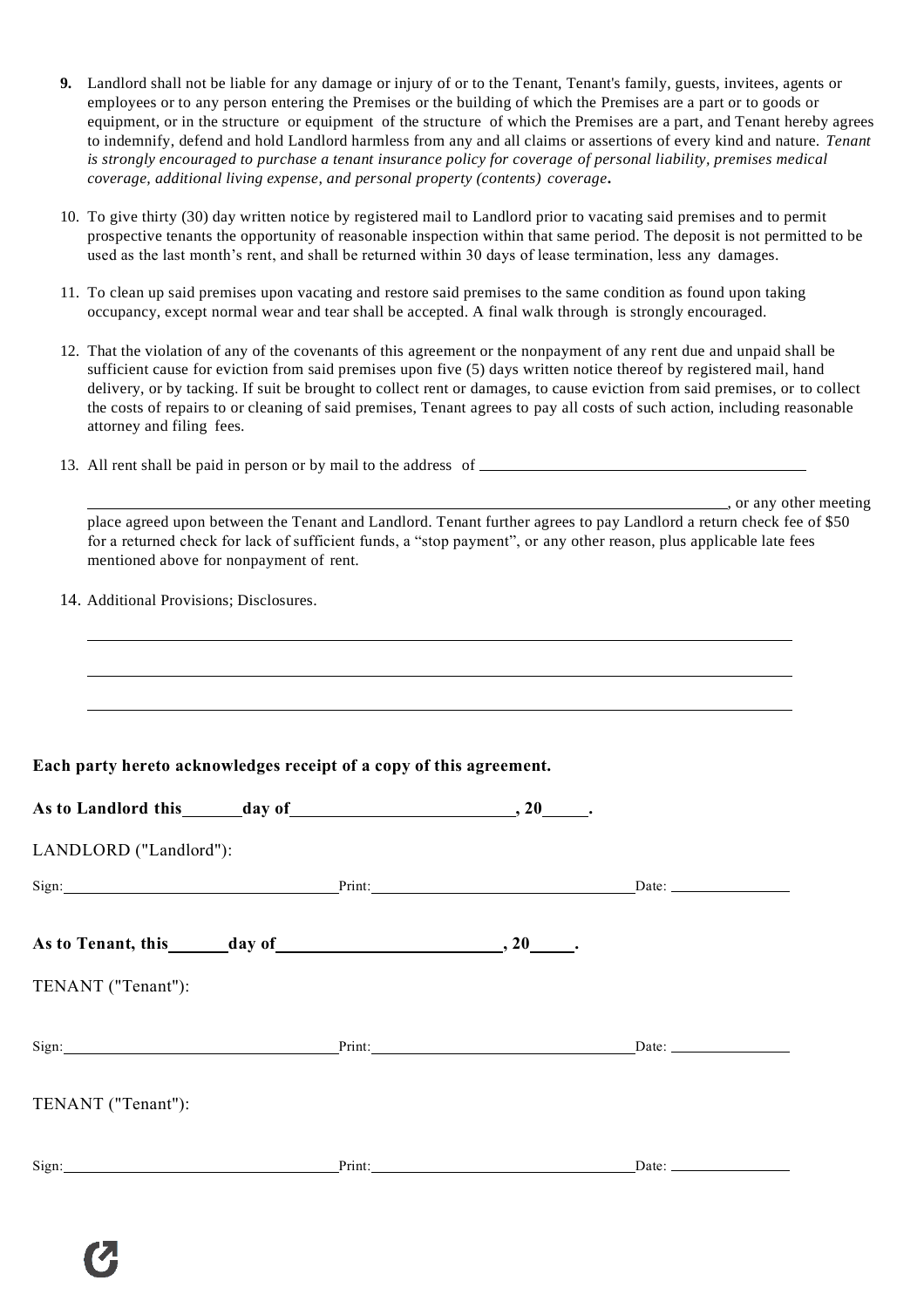9. Landlord shall not be liable for any damage or injury of or to the Tenant, Tenant's family, guests, invitees, agents or employees or to any person entering the Premises or the building of which the Premises are a part or to goods or equipment, or in the structure or equipment of the structure of which the Premises are a part, and Tenant hereby agrees to indemnify, defend and hold Landlord harmless from any and all claims or assertions of every kind and nature. *Tenant is strongly encouraged to purchase a tenant insurance policy for coverage of personal liability, premises medical coverage, additional living expense, and personal property (contents) coverage***.**

10. To give thirty (30) day written notice by registered mail to Landlord prior to vacating said premises and to permit prospective tenants the opportunity of reasonable inspection within that same period. The deposit is not permitted to be used as the last month's rent, and shall be returned within 30 days of lease termination, less any damages.

11. To clean up said premises upon vacating and restore said premises to the same condition as found upon taking occupancy, except normal wear and tear shall be accepted. A final walk through is strongly encouraged.

12. That the violation of any of the covenants of this agreement or the nonpayment of any rent due and unpaid shall be sufficient cause for eviction from said premises upon five (5) days written notice thereof by registered mail, hand delivery, or by tacking. If suit be brought to collect rent or damages, to cause eviction from said premises, or to collect the costs of repairs to or cleaning of said premises, Tenant agrees to pay all costs of such action, including reasonable attorney and filing fees.

13. All rent shall be paid in person or by mail to the address of ________________________________________

    ________________________________________________________________________________, or any other meeting place agreed upon between the Tenant and Landlord. Tenant further agrees to pay Landlord a return check fee of $50 for a returned check for lack of sufficient funds, a "stop payment", or any other reason, plus applicable late fees mentioned above for nonpayment of rent.

14. Additional Provisions; Disclosures.

    ________________________________________________________________________________

    ________________________________________________________________________________

    ________________________________________________________________________________

**Each party hereto acknowledges receipt of a copy of this agreement.**

**As to Landlord this\_\_\_\_\_\_\_day of\_\_\_\_\_\_\_\_\_\_\_\_\_\_\_\_\_\_\_\_\_\_\_\_\_\_, 20\_\_\_\_\_.**

LANDLORD ("Landlord"):

Sign:\_\_\_\_\_\_\_\_\_\_\_\_\_\_\_\_\_\_\_\_\_\_\_\_\_\_\_\_\_\_\_\_\_\_ Print:\_\_\_\_\_\_\_\_\_\_\_\_\_\_\_\_\_\_\_\_\_\_\_\_\_\_\_\_\_\_\_\_\_\_ Date: \_\_\_\_\_\_\_\_\_\_\_\_\_\_\_\_

**As to Tenant, this\_\_\_\_\_\_\_day of\_\_\_\_\_\_\_\_\_\_\_\_\_\_\_\_\_\_\_\_\_\_\_\_\_\_, 20\_\_\_\_\_.**

TENANT ("Tenant"):

Sign:\_\_\_\_\_\_\_\_\_\_\_\_\_\_\_\_\_\_\_\_\_\_\_\_\_\_\_\_\_\_\_\_\_\_ Print:\_\_\_\_\_\_\_\_\_\_\_\_\_\_\_\_\_\_\_\_\_\_\_\_\_\_\_\_\_\_\_\_\_\_ Date: \_\_\_\_\_\_\_\_\_\_\_\_\_\_\_\_

TENANT ("Tenant"):

Sign:\_\_\_\_\_\_\_\_\_\_\_\_\_\_\_\_\_\_\_\_\_\_\_\_\_\_\_\_\_\_\_\_\_\_ Print:\_\_\_\_\_\_\_\_\_\_\_\_\_\_\_\_\_\_\_\_\_\_\_\_\_\_\_\_\_\_\_\_\_\_ Date: \_\_\_\_\_\_\_\_\_\_\_\_\_\_\_\_